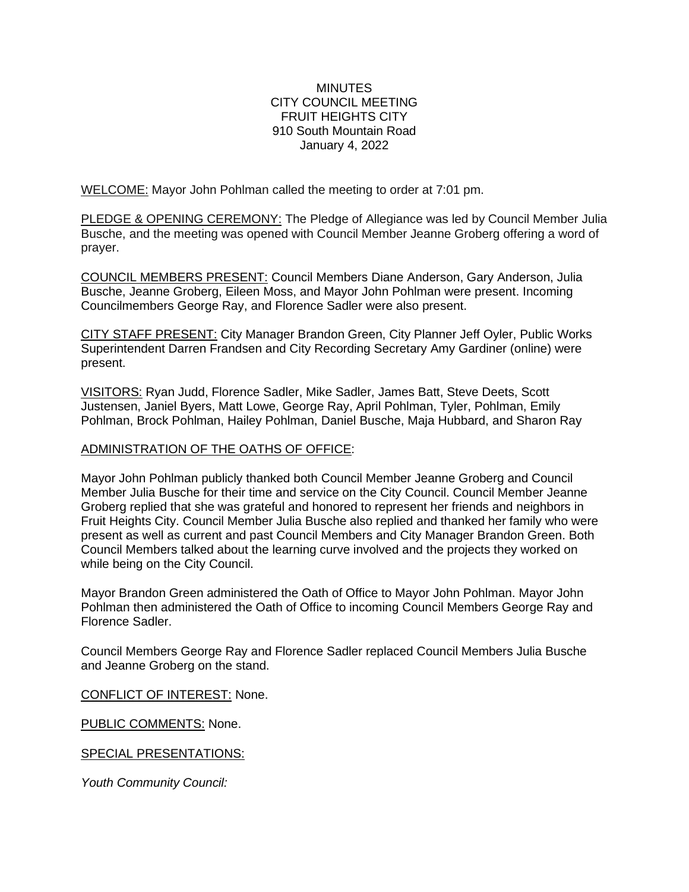MINUTES
CITY COUNCIL MEETING
FRUIT HEIGHTS CITY
910 South Mountain Road
January 4, 2022

WELCOME: Mayor John Pohlman called the meeting to order at 7:01 pm.

PLEDGE & OPENING CEREMONY: The Pledge of Allegiance was led by Council Member Julia Busche, and the meeting was opened with Council Member Jeanne Groberg offering a word of prayer.

COUNCIL MEMBERS PRESENT: Council Members Diane Anderson, Gary Anderson, Julia Busche, Jeanne Groberg, Eileen Moss, and Mayor John Pohlman were present. Incoming Councilmembers George Ray, and Florence Sadler were also present.

CITY STAFF PRESENT: City Manager Brandon Green, City Planner Jeff Oyler, Public Works Superintendent Darren Frandsen and City Recording Secretary Amy Gardiner (online) were present.

VISITORS: Ryan Judd, Florence Sadler, Mike Sadler, James Batt, Steve Deets, Scott Justensen, Janiel Byers, Matt Lowe, George Ray, April Pohlman, Tyler, Pohlman, Emily Pohlman, Brock Pohlman, Hailey Pohlman, Daniel Busche, Maja Hubbard, and Sharon Ray

ADMINISTRATION OF THE OATHS OF OFFICE:

Mayor John Pohlman publicly thanked both Council Member Jeanne Groberg and Council Member Julia Busche for their time and service on the City Council. Council Member Jeanne Groberg replied that she was grateful and honored to represent her friends and neighbors in Fruit Heights City. Council Member Julia Busche also replied and thanked her family who were present as well as current and past Council Members and City Manager Brandon Green. Both Council Members talked about the learning curve involved and the projects they worked on while being on the City Council.

Mayor Brandon Green administered the Oath of Office to Mayor John Pohlman. Mayor John Pohlman then administered the Oath of Office to incoming Council Members George Ray and Florence Sadler.

Council Members George Ray and Florence Sadler replaced Council Members Julia Busche and Jeanne Groberg on the stand.

CONFLICT OF INTEREST: None.

PUBLIC COMMENTS: None.

SPECIAL PRESENTATIONS:

*Youth Community Council:*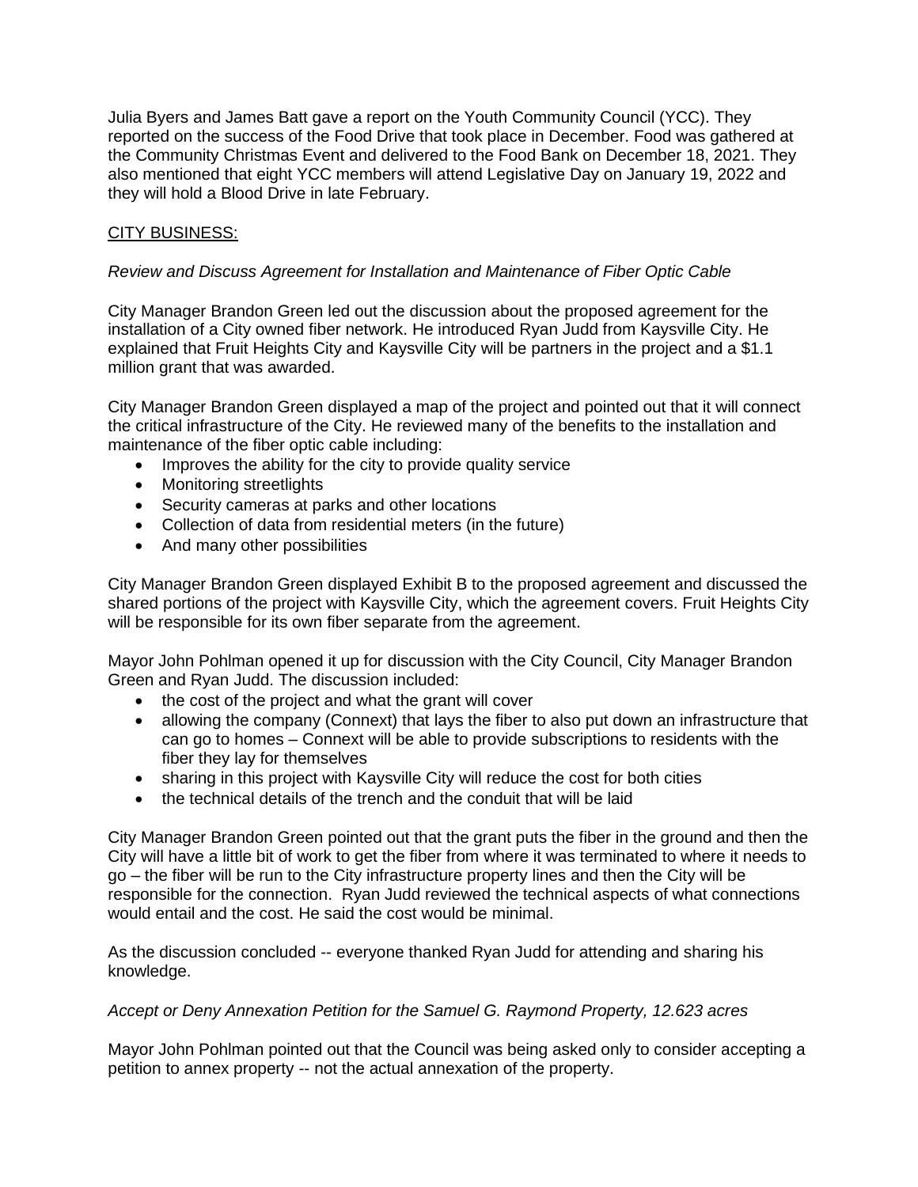Julia Byers and James Batt gave a report on the Youth Community Council (YCC). They reported on the success of the Food Drive that took place in December. Food was gathered at the Community Christmas Event and delivered to the Food Bank on December 18, 2021. They also mentioned that eight YCC members will attend Legislative Day on January 19, 2022 and they will hold a Blood Drive in late February.

<u>CITY BUSINESS:</u>

*Review and Discuss Agreement for Installation and Maintenance of Fiber Optic Cable*

City Manager Brandon Green led out the discussion about the proposed agreement for the installation of a City owned fiber network. He introduced Ryan Judd from Kaysville City. He explained that Fruit Heights City and Kaysville City will be partners in the project and a $1.1 million grant that was awarded.

City Manager Brandon Green displayed a map of the project and pointed out that it will connect the critical infrastructure of the City. He reviewed many of the benefits to the installation and maintenance of the fiber optic cable including:

- Improves the ability for the city to provide quality service
- Monitoring streetlights
- Security cameras at parks and other locations
- Collection of data from residential meters (in the future)
- And many other possibilities

City Manager Brandon Green displayed Exhibit B to the proposed agreement and discussed the shared portions of the project with Kaysville City, which the agreement covers. Fruit Heights City will be responsible for its own fiber separate from the agreement.

Mayor John Pohlman opened it up for discussion with the City Council, City Manager Brandon Green and Ryan Judd. The discussion included:

- the cost of the project and what the grant will cover
- allowing the company (Connext) that lays the fiber to also put down an infrastructure that can go to homes – Connext will be able to provide subscriptions to residents with the fiber they lay for themselves
- sharing in this project with Kaysville City will reduce the cost for both cities
- the technical details of the trench and the conduit that will be laid

City Manager Brandon Green pointed out that the grant puts the fiber in the ground and then the City will have a little bit of work to get the fiber from where it was terminated to where it needs to go – the fiber will be run to the City infrastructure property lines and then the City will be responsible for the connection. Ryan Judd reviewed the technical aspects of what connections would entail and the cost. He said the cost would be minimal.

As the discussion concluded -- everyone thanked Ryan Judd for attending and sharing his knowledge.

*Accept or Deny Annexation Petition for the Samuel G. Raymond Property, 12.623 acres*

Mayor John Pohlman pointed out that the Council was being asked only to consider accepting a petition to annex property -- not the actual annexation of the property.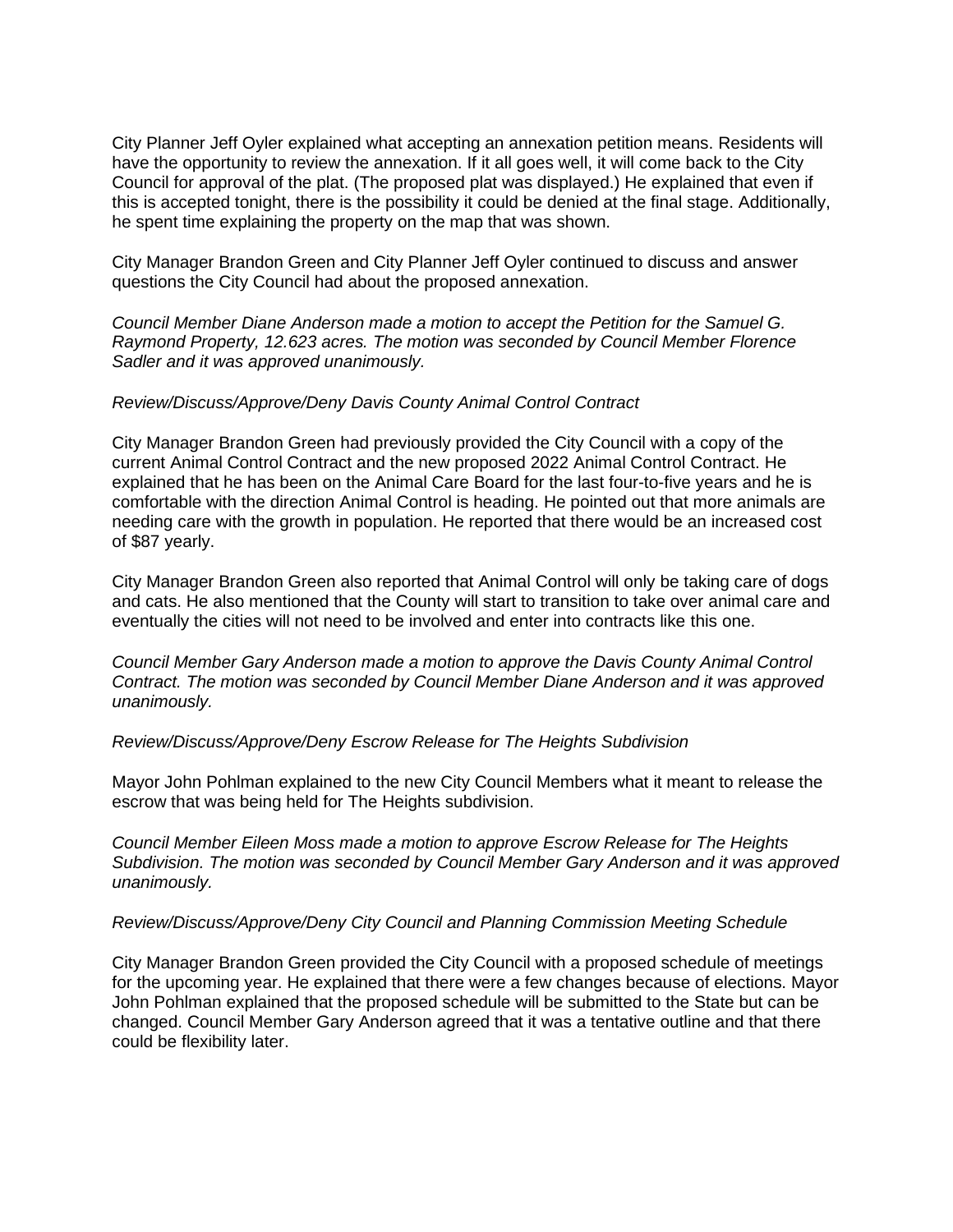City Planner Jeff Oyler explained what accepting an annexation petition means. Residents will have the opportunity to review the annexation. If it all goes well, it will come back to the City Council for approval of the plat. (The proposed plat was displayed.) He explained that even if this is accepted tonight, there is the possibility it could be denied at the final stage. Additionally, he spent time explaining the property on the map that was shown.

City Manager Brandon Green and City Planner Jeff Oyler continued to discuss and answer questions the City Council had about the proposed annexation.

*Council Member Diane Anderson made a motion to accept the Petition for the Samuel G. Raymond Property, 12.623 acres. The motion was seconded by Council Member Florence Sadler and it was approved unanimously.*

*Review/Discuss/Approve/Deny Davis County Animal Control Contract*

City Manager Brandon Green had previously provided the City Council with a copy of the current Animal Control Contract and the new proposed 2022 Animal Control Contract. He explained that he has been on the Animal Care Board for the last four-to-five years and he is comfortable with the direction Animal Control is heading. He pointed out that more animals are needing care with the growth in population. He reported that there would be an increased cost of $87 yearly.

City Manager Brandon Green also reported that Animal Control will only be taking care of dogs and cats. He also mentioned that the County will start to transition to take over animal care and eventually the cities will not need to be involved and enter into contracts like this one.

*Council Member Gary Anderson made a motion to approve the Davis County Animal Control Contract. The motion was seconded by Council Member Diane Anderson and it was approved unanimously.*

*Review/Discuss/Approve/Deny Escrow Release for The Heights Subdivision*

Mayor John Pohlman explained to the new City Council Members what it meant to release the escrow that was being held for The Heights subdivision.

*Council Member Eileen Moss made a motion to approve Escrow Release for The Heights Subdivision. The motion was seconded by Council Member Gary Anderson and it was approved unanimously.*

*Review/Discuss/Approve/Deny City Council and Planning Commission Meeting Schedule*

City Manager Brandon Green provided the City Council with a proposed schedule of meetings for the upcoming year. He explained that there were a few changes because of elections. Mayor John Pohlman explained that the proposed schedule will be submitted to the State but can be changed. Council Member Gary Anderson agreed that it was a tentative outline and that there could be flexibility later.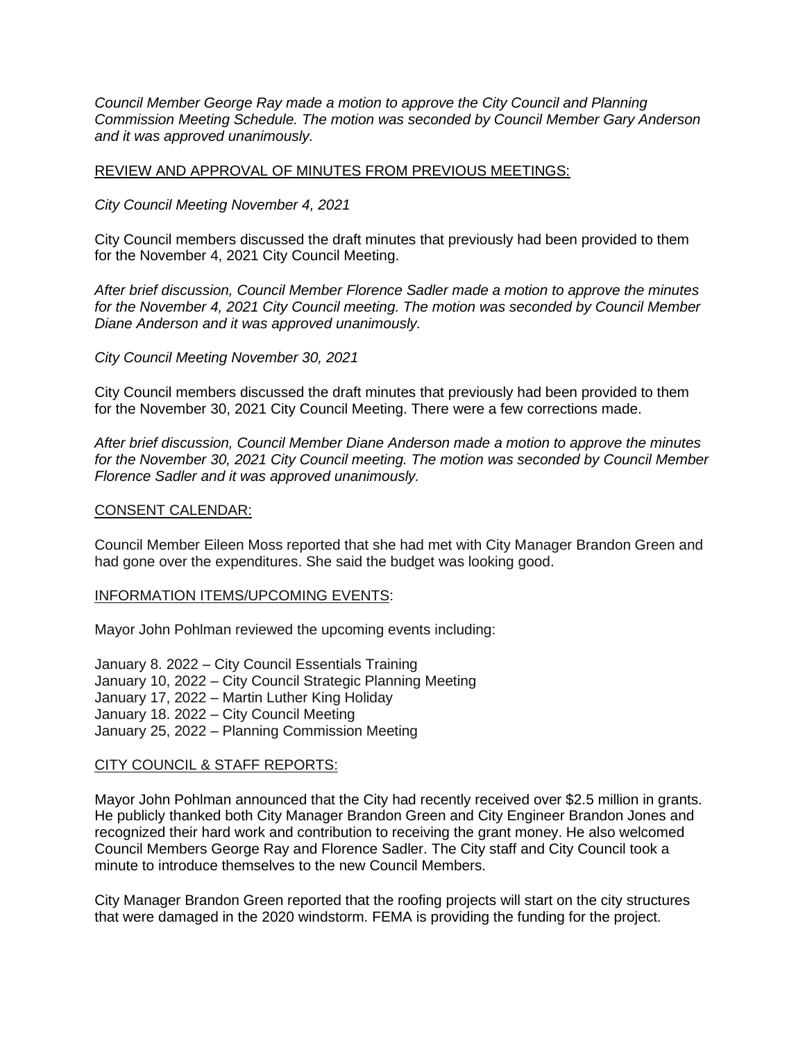*Council Member George Ray made a motion to approve the City Council and Planning Commission Meeting Schedule. The motion was seconded by Council Member Gary Anderson and it was approved unanimously.*

<u>REVIEW AND APPROVAL OF MINUTES FROM PREVIOUS MEETINGS:</u>

*City Council Meeting November 4, 2021*

City Council members discussed the draft minutes that previously had been provided to them for the November 4, 2021 City Council Meeting.

*After brief discussion, Council Member Florence Sadler made a motion to approve the minutes for the November 4, 2021 City Council meeting. The motion was seconded by Council Member Diane Anderson and it was approved unanimously.*

*City Council Meeting November 30, 2021*

City Council members discussed the draft minutes that previously had been provided to them for the November 30, 2021 City Council Meeting. There were a few corrections made.

*After brief discussion, Council Member Diane Anderson made a motion to approve the minutes for the November 30, 2021 City Council meeting. The motion was seconded by Council Member Florence Sadler and it was approved unanimously.*

<u>CONSENT CALENDAR:</u>

Council Member Eileen Moss reported that she had met with City Manager Brandon Green and had gone over the expenditures. She said the budget was looking good.

<u>INFORMATION ITEMS/UPCOMING EVENTS</u>:

Mayor John Pohlman reviewed the upcoming events including:

January 8. 2022 – City Council Essentials Training
January 10, 2022 – City Council Strategic Planning Meeting
January 17, 2022 – Martin Luther King Holiday
January 18. 2022 – City Council Meeting
January 25, 2022 – Planning Commission Meeting

<u>CITY COUNCIL & STAFF REPORTS:</u>

Mayor John Pohlman announced that the City had recently received over $2.5 million in grants. He publicly thanked both City Manager Brandon Green and City Engineer Brandon Jones and recognized their hard work and contribution to receiving the grant money. He also welcomed Council Members George Ray and Florence Sadler. The City staff and City Council took a minute to introduce themselves to the new Council Members.

City Manager Brandon Green reported that the roofing projects will start on the city structures that were damaged in the 2020 windstorm. FEMA is providing the funding for the project.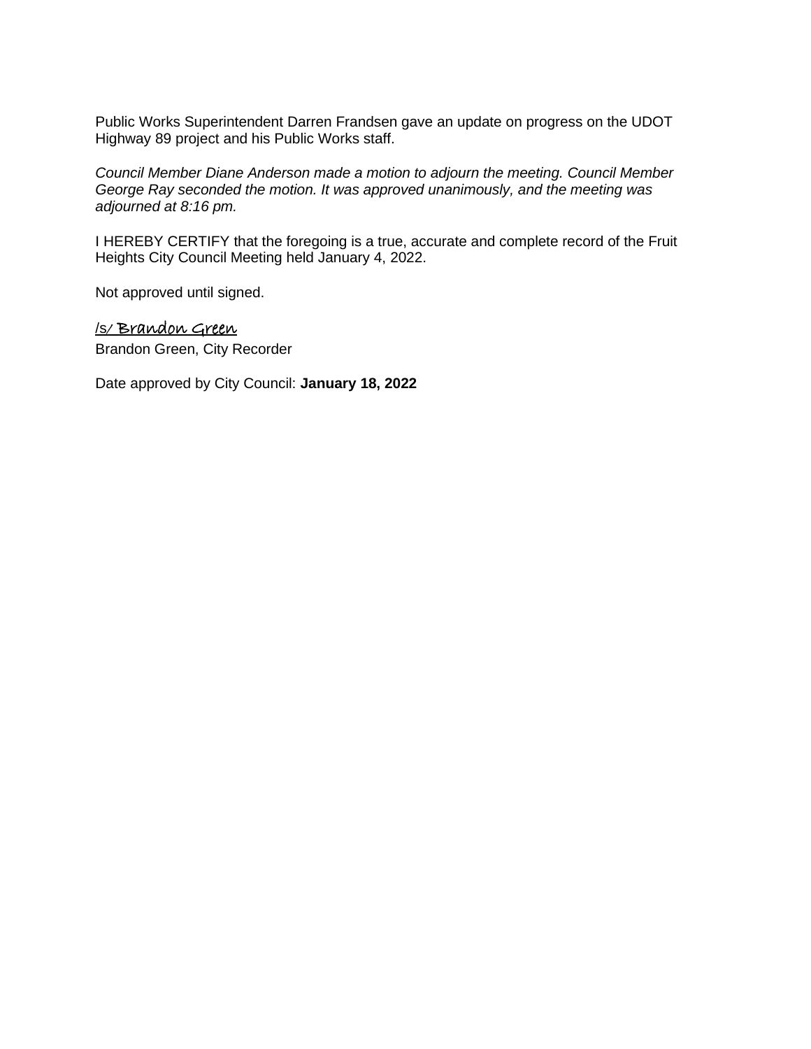Public Works Superintendent Darren Frandsen gave an update on progress on the UDOT Highway 89 project and his Public Works staff.

*Council Member Diane Anderson made a motion to adjourn the meeting. Council Member George Ray seconded the motion. It was approved unanimously, and the meeting was adjourned at 8:16 pm.*

I HEREBY CERTIFY that the foregoing is a true, accurate and complete record of the Fruit Heights City Council Meeting held January 4, 2022.

Not approved until signed.

/s/ Brandon Green

Brandon Green, City Recorder

Date approved by City Council: **January 18, 2022**